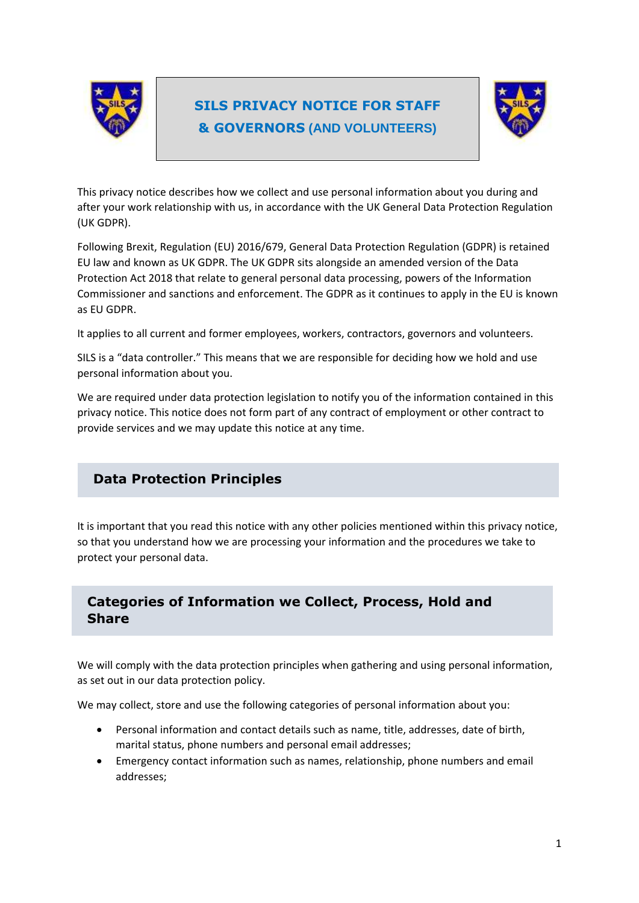# SILS PRIVACY NOTICE FOR STAFF & GOVERNORS (AND VOLUNTEERS)

This privacy notice describes how we collect and use personal information about you during and after your work relationship with us, in accordance with the UK General Data Protection Regulation (UK GDPR).

Following Brexit, Regulation (EU) 2016/679, General Data Protection Regulation (GDPR) is retained EU law and known as UK GDPR. The UK GDPR sits alongside an amended version of the Data Protection Act 2018 that relate to general personal data processing, powers of the Information Commissioner and sanctions and enforcement. The GDPR as it continues to apply in the EU is known as EU GDPR.

It applies to all current and former employees, workers, contractors, governors and volunteers.

SILS is a "data controller." This means that we are responsible for deciding how we hold and use personal information about you.

We are required under data protection legislation to notify you of the information contained in this privacy notice. This notice does not form part of any contract of employment or other contract to provide services and we may update this notice at any time.

## Data Protection Principles

It is important that you read this notice with any other policies mentioned within this privacy notice, so that you understand how we are processing your information and the procedures we take to protect your personal data.

## Categories of Information we Collect, Process, Hold and Share

We will comply with the data protection principles when gathering and using personal information, as set out in our data protection policy.

We may collect, store and use the following categories of personal information about you:

- Personal information and contact details such as name, title, addresses, date of birth, marital status, phone numbers and personal email addresses;
- Emergency contact information such as names, relationship, phone numbers and email addresses;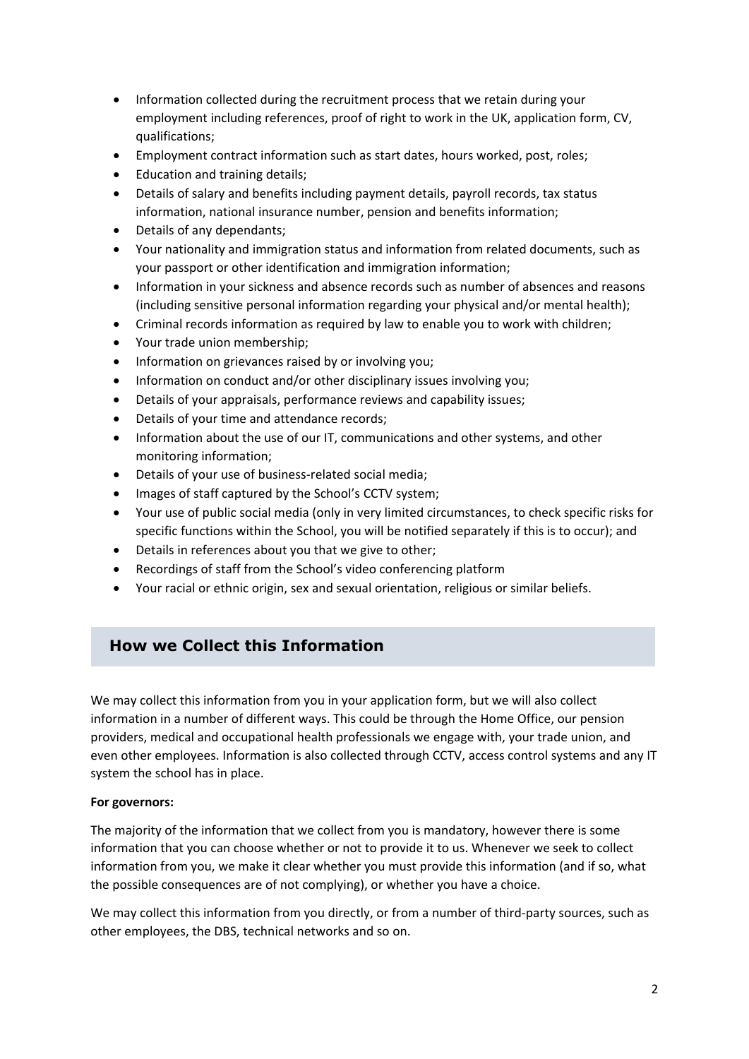- Information collected during the recruitment process that we retain during your employment including references, proof of right to work in the UK, application form, CV, qualifications;
- Employment contract information such as start dates, hours worked, post, roles;
- Education and training details;
- Details of salary and benefits including payment details, payroll records, tax status information, national insurance number, pension and benefits information;
- Details of any dependants;
- Your nationality and immigration status and information from related documents, such as your passport or other identification and immigration information;
- Information in your sickness and absence records such as number of absences and reasons (including sensitive personal information regarding your physical and/or mental health);
- Criminal records information as required by law to enable you to work with children;
- Your trade union membership;
- Information on grievances raised by or involving you;
- Information on conduct and/or other disciplinary issues involving you;
- Details of your appraisals, performance reviews and capability issues;
- Details of your time and attendance records;
- Information about the use of our IT, communications and other systems, and other monitoring information;
- Details of your use of business-related social media;
- Images of staff captured by the School's CCTV system;
- Your use of public social media (only in very limited circumstances, to check specific risks for specific functions within the School, you will be notified separately if this is to occur); and
- Details in references about you that we give to other;
- Recordings of staff from the School's video conferencing platform
- Your racial or ethnic origin, sex and sexual orientation, religious or similar beliefs.

## How we Collect this Information

We may collect this information from you in your application form, but we will also collect information in a number of different ways. This could be through the Home Office, our pension providers, medical and occupational health professionals we engage with, your trade union, and even other employees. Information is also collected through CCTV, access control systems and any IT system the school has in place.

**For governors:**

The majority of the information that we collect from you is mandatory, however there is some information that you can choose whether or not to provide it to us. Whenever we seek to collect information from you, we make it clear whether you must provide this information (and if so, what the possible consequences are of not complying), or whether you have a choice.

We may collect this information from you directly, or from a number of third-party sources, such as other employees, the DBS, technical networks and so on.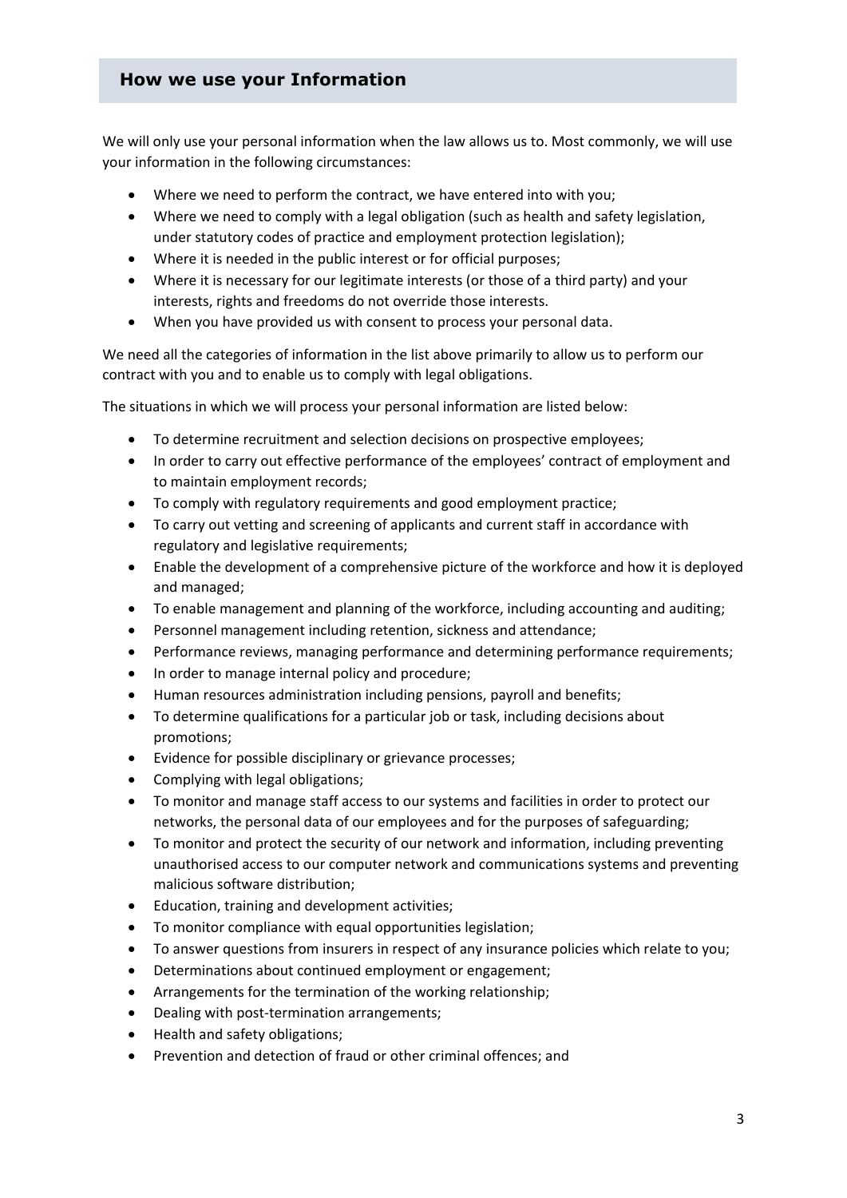## How we use your Information

We will only use your personal information when the law allows us to. Most commonly, we will use your information in the following circumstances:

- Where we need to perform the contract, we have entered into with you;
- Where we need to comply with a legal obligation (such as health and safety legislation, under statutory codes of practice and employment protection legislation);
- Where it is needed in the public interest or for official purposes;
- Where it is necessary for our legitimate interests (or those of a third party) and your interests, rights and freedoms do not override those interests.
- When you have provided us with consent to process your personal data.

We need all the categories of information in the list above primarily to allow us to perform our contract with you and to enable us to comply with legal obligations.

The situations in which we will process your personal information are listed below:

- To determine recruitment and selection decisions on prospective employees;
- In order to carry out effective performance of the employees' contract of employment and to maintain employment records;
- To comply with regulatory requirements and good employment practice;
- To carry out vetting and screening of applicants and current staff in accordance with regulatory and legislative requirements;
- Enable the development of a comprehensive picture of the workforce and how it is deployed and managed;
- To enable management and planning of the workforce, including accounting and auditing;
- Personnel management including retention, sickness and attendance;
- Performance reviews, managing performance and determining performance requirements;
- In order to manage internal policy and procedure;
- Human resources administration including pensions, payroll and benefits;
- To determine qualifications for a particular job or task, including decisions about promotions;
- Evidence for possible disciplinary or grievance processes;
- Complying with legal obligations;
- To monitor and manage staff access to our systems and facilities in order to protect our networks, the personal data of our employees and for the purposes of safeguarding;
- To monitor and protect the security of our network and information, including preventing unauthorised access to our computer network and communications systems and preventing malicious software distribution;
- Education, training and development activities;
- To monitor compliance with equal opportunities legislation;
- To answer questions from insurers in respect of any insurance policies which relate to you;
- Determinations about continued employment or engagement;
- Arrangements for the termination of the working relationship;
- Dealing with post-termination arrangements;
- Health and safety obligations;
- Prevention and detection of fraud or other criminal offences; and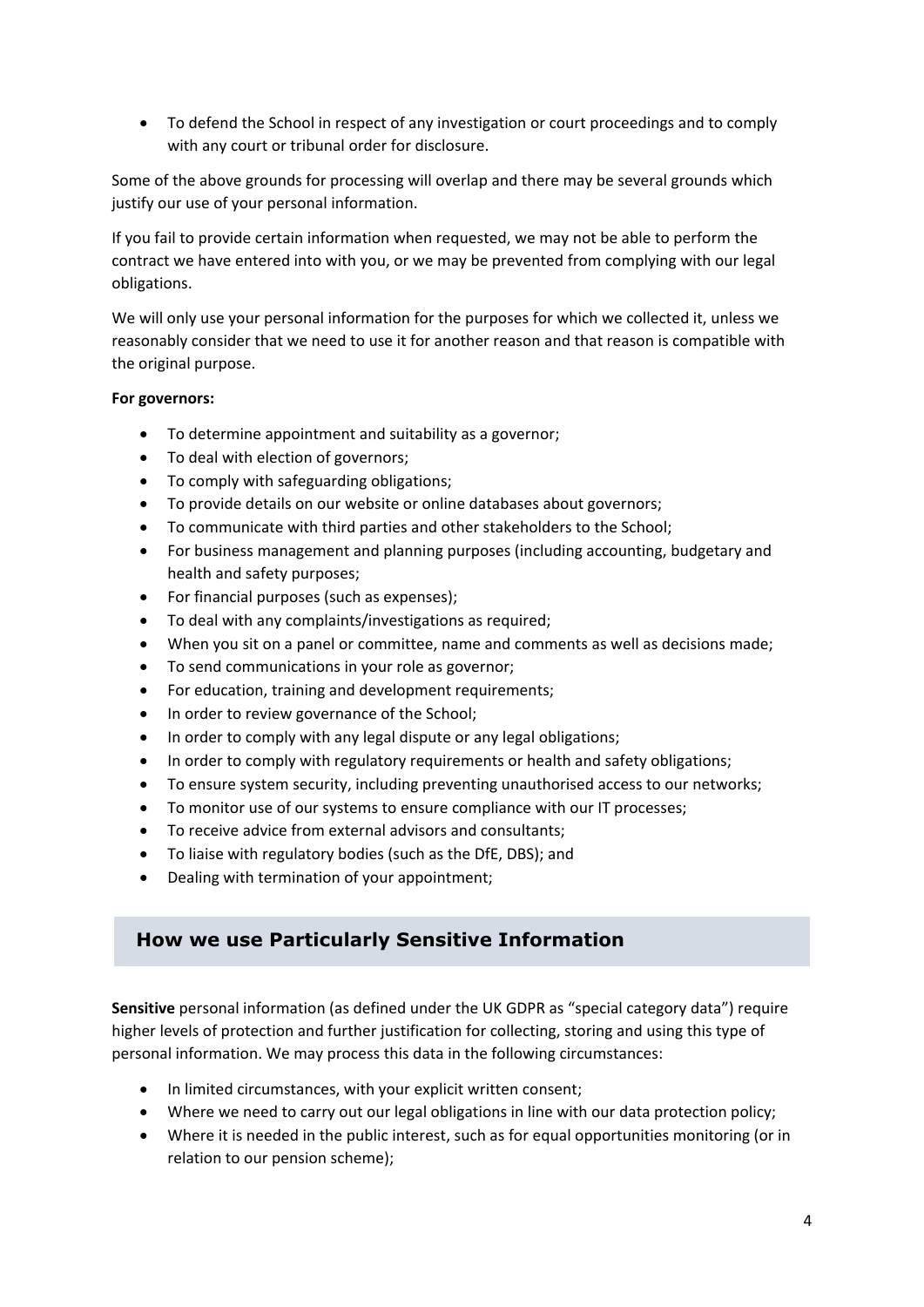- To defend the School in respect of any investigation or court proceedings and to comply with any court or tribunal order for disclosure.

Some of the above grounds for processing will overlap and there may be several grounds which justify our use of your personal information.

If you fail to provide certain information when requested, we may not be able to perform the contract we have entered into with you, or we may be prevented from complying with our legal obligations.

We will only use your personal information for the purposes for which we collected it, unless we reasonably consider that we need to use it for another reason and that reason is compatible with the original purpose.

**For governors:**

- To determine appointment and suitability as a governor;
- To deal with election of governors;
- To comply with safeguarding obligations;
- To provide details on our website or online databases about governors;
- To communicate with third parties and other stakeholders to the School;
- For business management and planning purposes (including accounting, budgetary and health and safety purposes;
- For financial purposes (such as expenses);
- To deal with any complaints/investigations as required;
- When you sit on a panel or committee, name and comments as well as decisions made;
- To send communications in your role as governor;
- For education, training and development requirements;
- In order to review governance of the School;
- In order to comply with any legal dispute or any legal obligations;
- In order to comply with regulatory requirements or health and safety obligations;
- To ensure system security, including preventing unauthorised access to our networks;
- To monitor use of our systems to ensure compliance with our IT processes;
- To receive advice from external advisors and consultants;
- To liaise with regulatory bodies (such as the DfE, DBS); and
- Dealing with termination of your appointment;

## How we use Particularly Sensitive Information

**Sensitive** personal information (as defined under the UK GDPR as "special category data") require higher levels of protection and further justification for collecting, storing and using this type of personal information. We may process this data in the following circumstances:

- In limited circumstances, with your explicit written consent;
- Where we need to carry out our legal obligations in line with our data protection policy;
- Where it is needed in the public interest, such as for equal opportunities monitoring (or in relation to our pension scheme);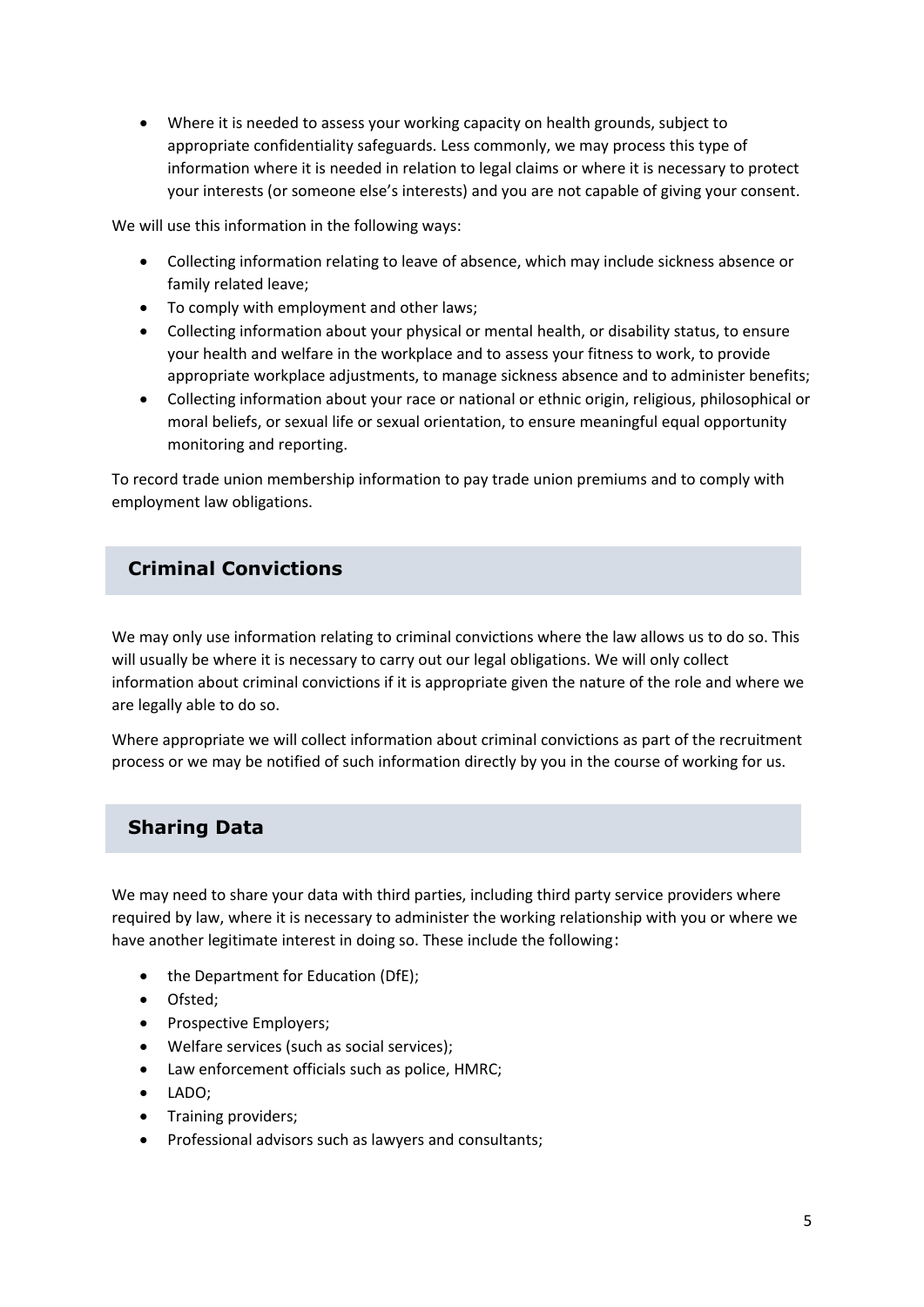- Where it is needed to assess your working capacity on health grounds, subject to appropriate confidentiality safeguards. Less commonly, we may process this type of information where it is needed in relation to legal claims or where it is necessary to protect your interests (or someone else's interests) and you are not capable of giving your consent.

We will use this information in the following ways:

- Collecting information relating to leave of absence, which may include sickness absence or family related leave;
- To comply with employment and other laws;
- Collecting information about your physical or mental health, or disability status, to ensure your health and welfare in the workplace and to assess your fitness to work, to provide appropriate workplace adjustments, to manage sickness absence and to administer benefits;
- Collecting information about your race or national or ethnic origin, religious, philosophical or moral beliefs, or sexual life or sexual orientation, to ensure meaningful equal opportunity monitoring and reporting.

To record trade union membership information to pay trade union premiums and to comply with employment law obligations.

## Criminal Convictions

We may only use information relating to criminal convictions where the law allows us to do so. This will usually be where it is necessary to carry out our legal obligations. We will only collect information about criminal convictions if it is appropriate given the nature of the role and where we are legally able to do so.

Where appropriate we will collect information about criminal convictions as part of the recruitment process or we may be notified of such information directly by you in the course of working for us.

## Sharing Data

We may need to share your data with third parties, including third party service providers where required by law, where it is necessary to administer the working relationship with you or where we have another legitimate interest in doing so. These include the following:

- the Department for Education (DfE);
- Ofsted;
- Prospective Employers;
- Welfare services (such as social services);
- Law enforcement officials such as police, HMRC;
- LADO;
- Training providers;
- Professional advisors such as lawyers and consultants;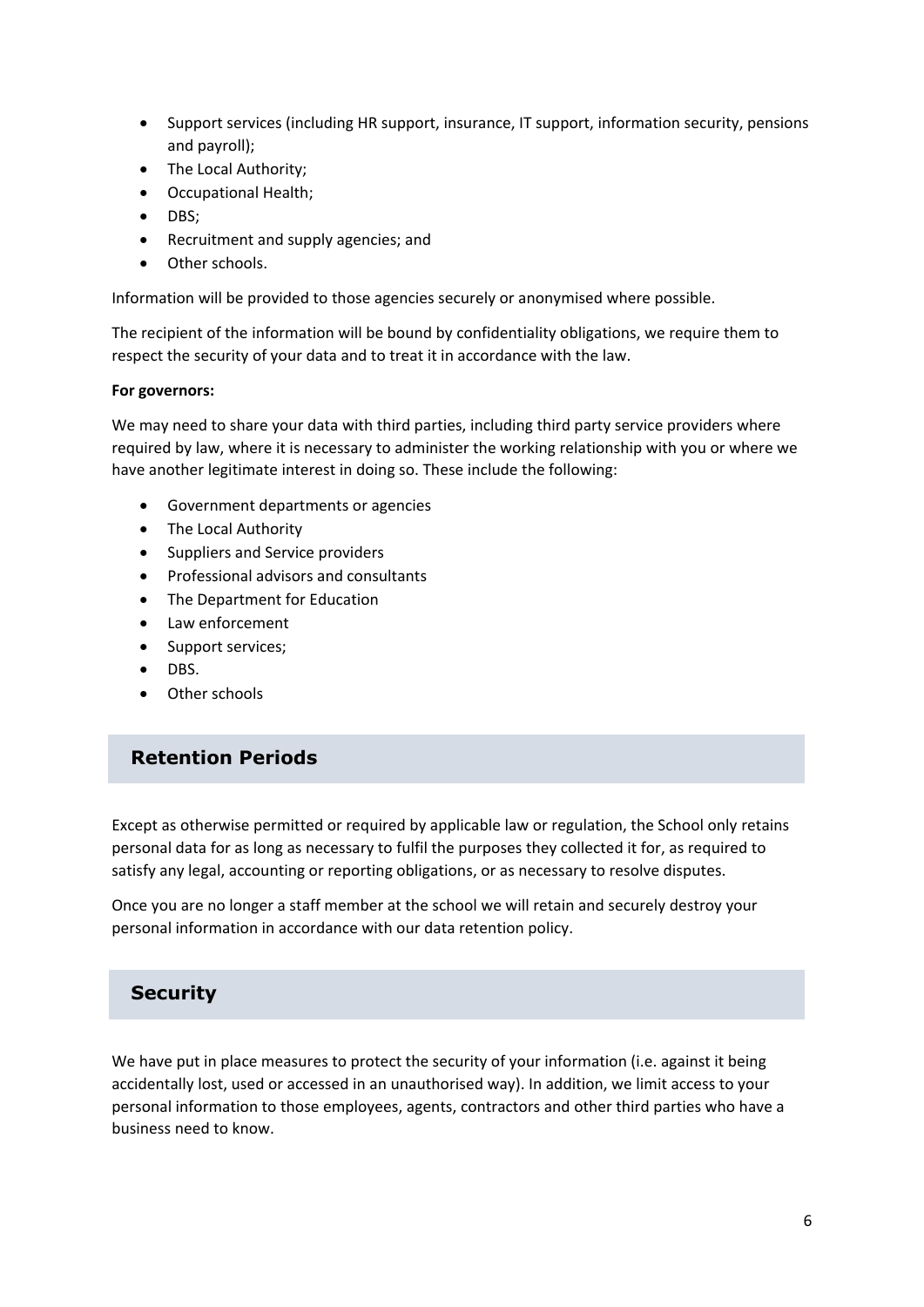- Support services (including HR support, insurance, IT support, information security, pensions and payroll);
- The Local Authority;
- Occupational Health;
- DBS;
- Recruitment and supply agencies; and
- Other schools.

Information will be provided to those agencies securely or anonymised where possible.

The recipient of the information will be bound by confidentiality obligations, we require them to respect the security of your data and to treat it in accordance with the law.

**For governors:**

We may need to share your data with third parties, including third party service providers where required by law, where it is necessary to administer the working relationship with you or where we have another legitimate interest in doing so. These include the following:

- Government departments or agencies
- The Local Authority
- Suppliers and Service providers
- Professional advisors and consultants
- The Department for Education
- Law enforcement
- Support services;
- DBS.
- Other schools

## Retention Periods

Except as otherwise permitted or required by applicable law or regulation, the School only retains personal data for as long as necessary to fulfil the purposes they collected it for, as required to satisfy any legal, accounting or reporting obligations, or as necessary to resolve disputes.

Once you are no longer a staff member at the school we will retain and securely destroy your personal information in accordance with our data retention policy.

## Security

We have put in place measures to protect the security of your information (i.e. against it being accidentally lost, used or accessed in an unauthorised way). In addition, we limit access to your personal information to those employees, agents, contractors and other third parties who have a business need to know.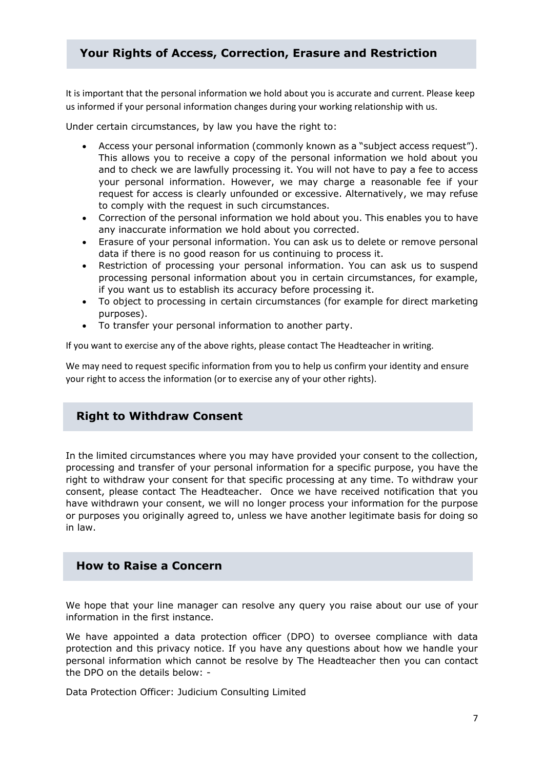## Your Rights of Access, Correction, Erasure and Restriction

It is important that the personal information we hold about you is accurate and current. Please keep us informed if your personal information changes during your working relationship with us.

Under certain circumstances, by law you have the right to:

- Access your personal information (commonly known as a "subject access request"). This allows you to receive a copy of the personal information we hold about you and to check we are lawfully processing it. You will not have to pay a fee to access your personal information. However, we may charge a reasonable fee if your request for access is clearly unfounded or excessive. Alternatively, we may refuse to comply with the request in such circumstances.
- Correction of the personal information we hold about you. This enables you to have any inaccurate information we hold about you corrected.
- Erasure of your personal information. You can ask us to delete or remove personal data if there is no good reason for us continuing to process it.
- Restriction of processing your personal information. You can ask us to suspend processing personal information about you in certain circumstances, for example, if you want us to establish its accuracy before processing it.
- To object to processing in certain circumstances (for example for direct marketing purposes).
- To transfer your personal information to another party.

If you want to exercise any of the above rights, please contact The Headteacher in writing.

We may need to request specific information from you to help us confirm your identity and ensure your right to access the information (or to exercise any of your other rights).

## Right to Withdraw Consent

In the limited circumstances where you may have provided your consent to the collection, processing and transfer of your personal information for a specific purpose, you have the right to withdraw your consent for that specific processing at any time. To withdraw your consent, please contact The Headteacher. Once we have received notification that you have withdrawn your consent, we will no longer process your information for the purpose or purposes you originally agreed to, unless we have another legitimate basis for doing so in law.

## How to Raise a Concern

We hope that your line manager can resolve any query you raise about our use of your information in the first instance.

We have appointed a data protection officer (DPO) to oversee compliance with data protection and this privacy notice. If you have any questions about how we handle your personal information which cannot be resolve by The Headteacher then you can contact the DPO on the details below: -

Data Protection Officer: Judicium Consulting Limited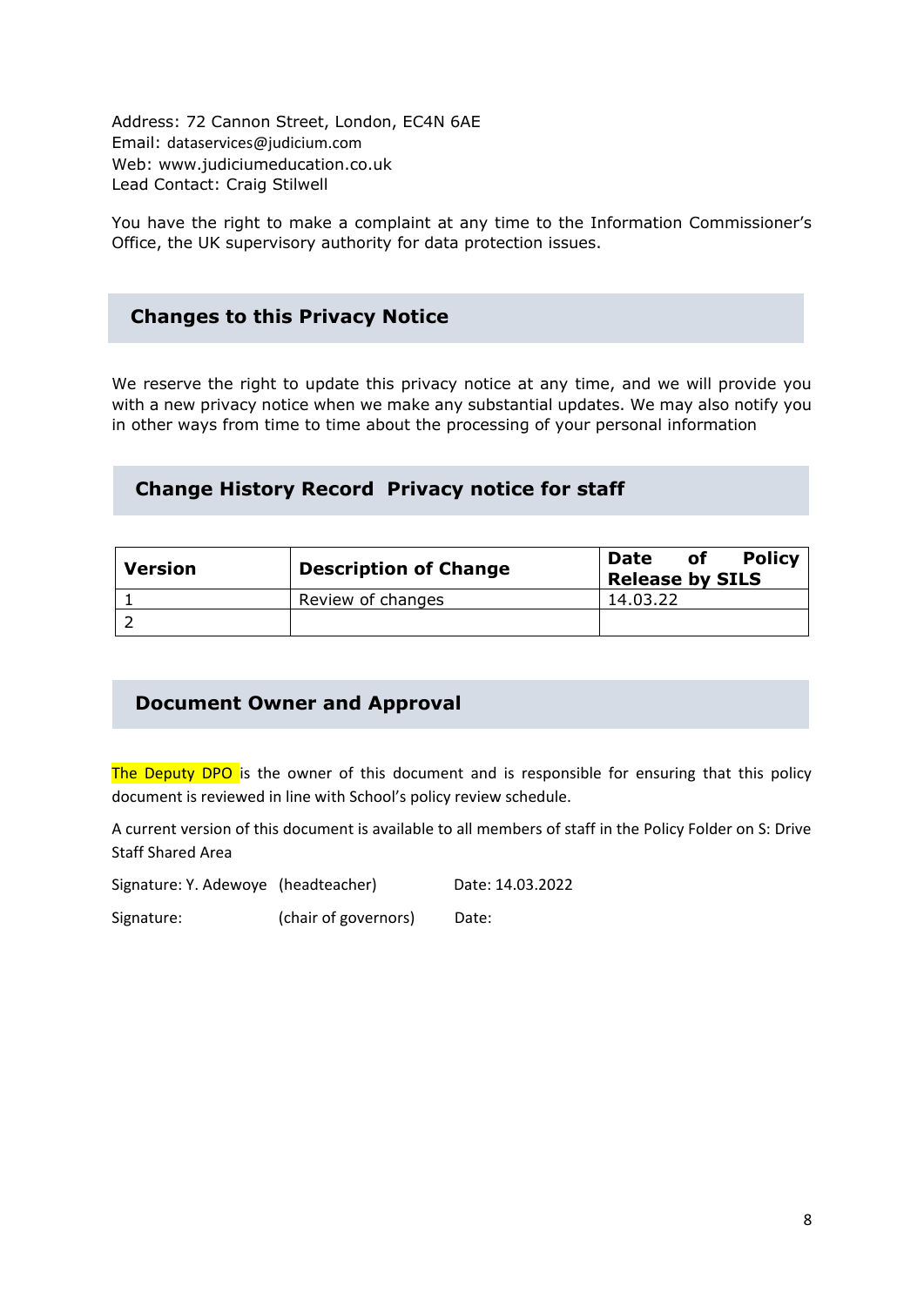Address: 72 Cannon Street, London, EC4N 6AE
Email: dataservices@judicium.com
Web: www.judiciumeducation.co.uk
Lead Contact: Craig Stilwell

You have the right to make a complaint at any time to the Information Commissioner's Office, the UK supervisory authority for data protection issues.

## Changes to this Privacy Notice

We reserve the right to update this privacy notice at any time, and we will provide you with a new privacy notice when we make any substantial updates. We may also notify you in other ways from time to time about the processing of your personal information

## Change History Record  Privacy notice for staff

| **Version** | **Description of Change** | **Date of Policy Release by SILS** |
|---|---|---|
| 1 | Review of changes | 14.03.22 |
| 2 | | |

## Document Owner and Approval

The Deputy DPO is the owner of this document and is responsible for ensuring that this policy document is reviewed in line with School's policy review schedule.

A current version of this document is available to all members of staff in the Policy Folder on S: Drive Staff Shared Area

Signature: Y. Adewoye (headteacher) Date: 14.03.2022

Signature: (chair of governors) Date: